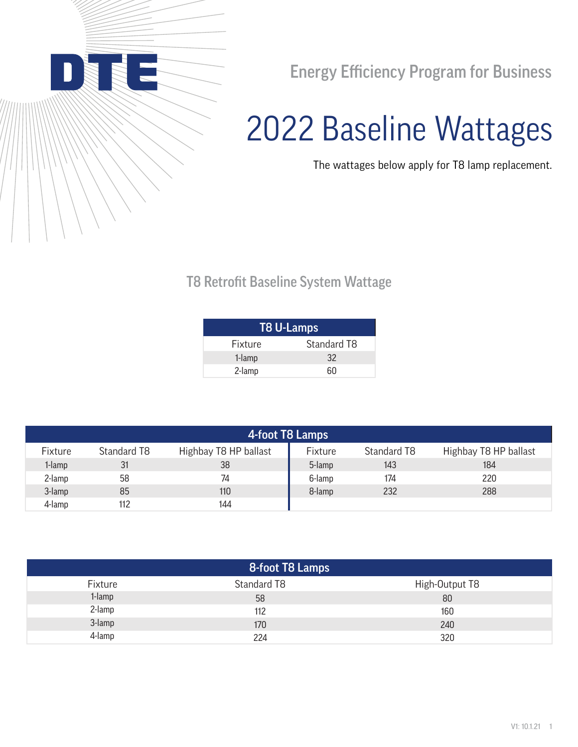DTE

Energy Efficiency Program for Business

# 2022 Baseline Wattages

The wattages below apply for T8 lamp replacement.

## T8 Retrofit Baseline System Wattage

| T8 U-Lamps | |
|---|---|
| Fixture | Standard T8 |
| 1-lamp | 32 |
| 2-lamp | 60 |

| 4-foot T8 Lamps | | | | | |
|---|---|---|---|---|---|
| Fixture | Standard T8 | Highbay T8 HP ballast | Fixture | Standard T8 | Highbay T8 HP ballast |
| 1-lamp | 31 | 38 | 5-lamp | 143 | 184 |
| 2-lamp | 58 | 74 | 6-lamp | 174 | 220 |
| 3-lamp | 85 | 110 | 8-lamp | 232 | 288 |
| 4-lamp | 112 | 144 | | | |

| 8-foot T8 Lamps | | |
|---|---|---|
| Fixture | Standard T8 | High-Output T8 |
| 1-lamp | 58 | 80 |
| 2-lamp | 112 | 160 |
| 3-lamp | 170 | 240 |
| 4-lamp | 224 | 320 |

V1: 10.1.21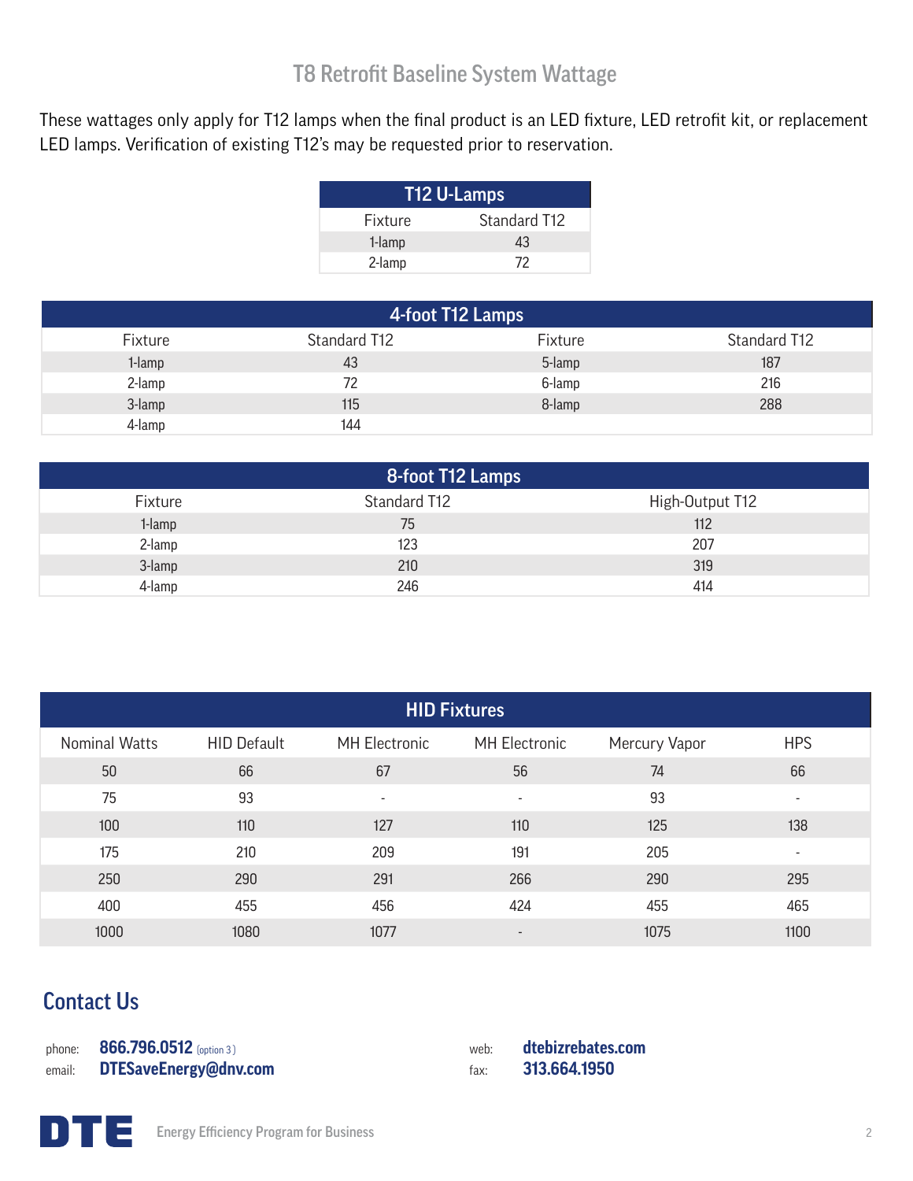## T8 Retrofit Baseline System Wattage

These wattages only apply for T12 lamps when the final product is an LED fixture, LED retrofit kit, or replacement LED lamps. Verification of existing T12's may be requested prior to reservation.

| T12 U-Lamps | |
|---|---|
| Fixture | Standard T12 |
| 1-lamp | 43 |
| 2-lamp | 72 |

| 4-foot T12 Lamps | | | |
|---|---|---|---|
| Fixture | Standard T12 | Fixture | Standard T12 |
| 1-lamp | 43 | 5-lamp | 187 |
| 2-lamp | 72 | 6-lamp | 216 |
| 3-lamp | 115 | 8-lamp | 288 |
| 4-lamp | 144 | | |

| 8-foot T12 Lamps | | |
|---|---|---|
| Fixture | Standard T12 | High-Output T12 |
| 1-lamp | 75 | 112 |
| 2-lamp | 123 | 207 |
| 3-lamp | 210 | 319 |
| 4-lamp | 246 | 414 |

| HID Fixtures | | | | | |
|---|---|---|---|---|---|
| Nominal Watts | HID Default | MH Electronic | MH Electronic | Mercury Vapor | HPS |
| 50 | 66 | 67 | 56 | 74 | 66 |
| 75 | 93 | - | - | 93 | - |
| 100 | 110 | 127 | 110 | 125 | 138 |
| 175 | 210 | 209 | 191 | 205 | - |
| 250 | 290 | 291 | 266 | 290 | 295 |
| 400 | 455 | 456 | 424 | 455 | 465 |
| 1000 | 1080 | 1077 | - | 1075 | 1100 |

## Contact Us

phone: **866.796.0512** (option 3)

email: **DTESaveEnergy@dnv.com**

web: **dtebizrebates.com**

fax: **313.664.1950**

DTE Energy Efficiency Program for Business